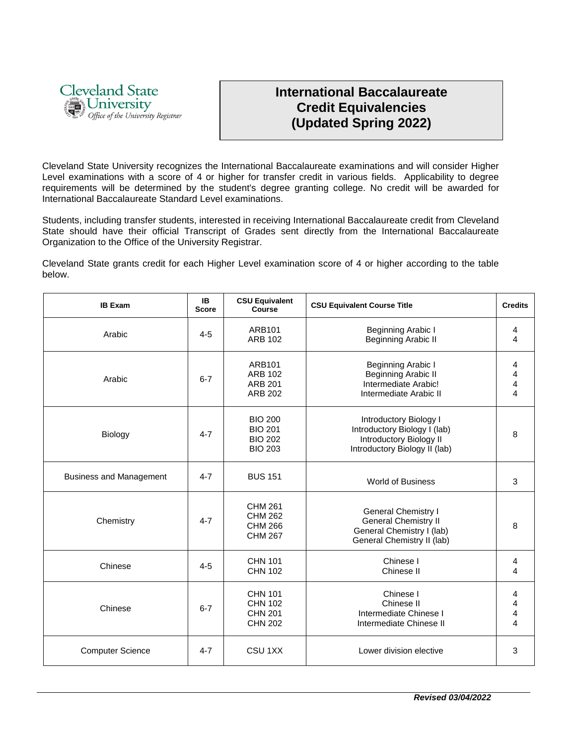Cleveland State University
Office of the University Registrar

# International Baccalaureate Credit Equivalencies (Updated Spring 2022)

Cleveland State University recognizes the International Baccalaureate examinations and will consider Higher Level examinations with a score of 4 or higher for transfer credit in various fields. Applicability to degree requirements will be determined by the student's degree granting college. No credit will be awarded for International Baccalaureate Standard Level examinations.

Students, including transfer students, interested in receiving International Baccalaureate credit from Cleveland State should have their official Transcript of Grades sent directly from the International Baccalaureate Organization to the Office of the University Registrar.

Cleveland State grants credit for each Higher Level examination score of 4 or higher according to the table below.

| IB Exam | IB Score | CSU Equivalent Course | CSU Equivalent Course Title | Credits |
|---|---|---|---|---|
| Arabic | 4-5 | ARB101<br>ARB 102 | Beginning Arabic I<br>Beginning Arabic II | 4<br>4 |
| Arabic | 6-7 | ARB101<br>ARB 102<br>ARB 201<br>ARB 202 | Beginning Arabic I<br>Beginning Arabic II<br>Intermediate Arabic!<br>Intermediate Arabic II | 4<br>4<br>4<br>4 |
| Biology | 4-7 | BIO 200<br>BIO 201<br>BIO 202<br>BIO 203 | Introductory Biology I<br>Introductory Biology I (lab)<br>Introductory Biology II<br>Introductory Biology II (lab) | 8 |
| Business and Management | 4-7 | BUS 151 | World of Business | 3 |
| Chemistry | 4-7 | CHM 261<br>CHM 262<br>CHM 266<br>CHM 267 | General Chemistry I<br>General Chemistry II<br>General Chemistry I (lab)<br>General Chemistry II (lab) | 8 |
| Chinese | 4-5 | CHN 101<br>CHN 102 | Chinese I<br>Chinese II | 4<br>4 |
| Chinese | 6-7 | CHN 101<br>CHN 102<br>CHN 201<br>CHN 202 | Chinese I<br>Chinese II<br>Intermediate Chinese I<br>Intermediate Chinese II | 4<br>4<br>4<br>4 |
| Computer Science | 4-7 | CSU 1XX | Lower division elective | 3 |

*Revised 03/04/2022*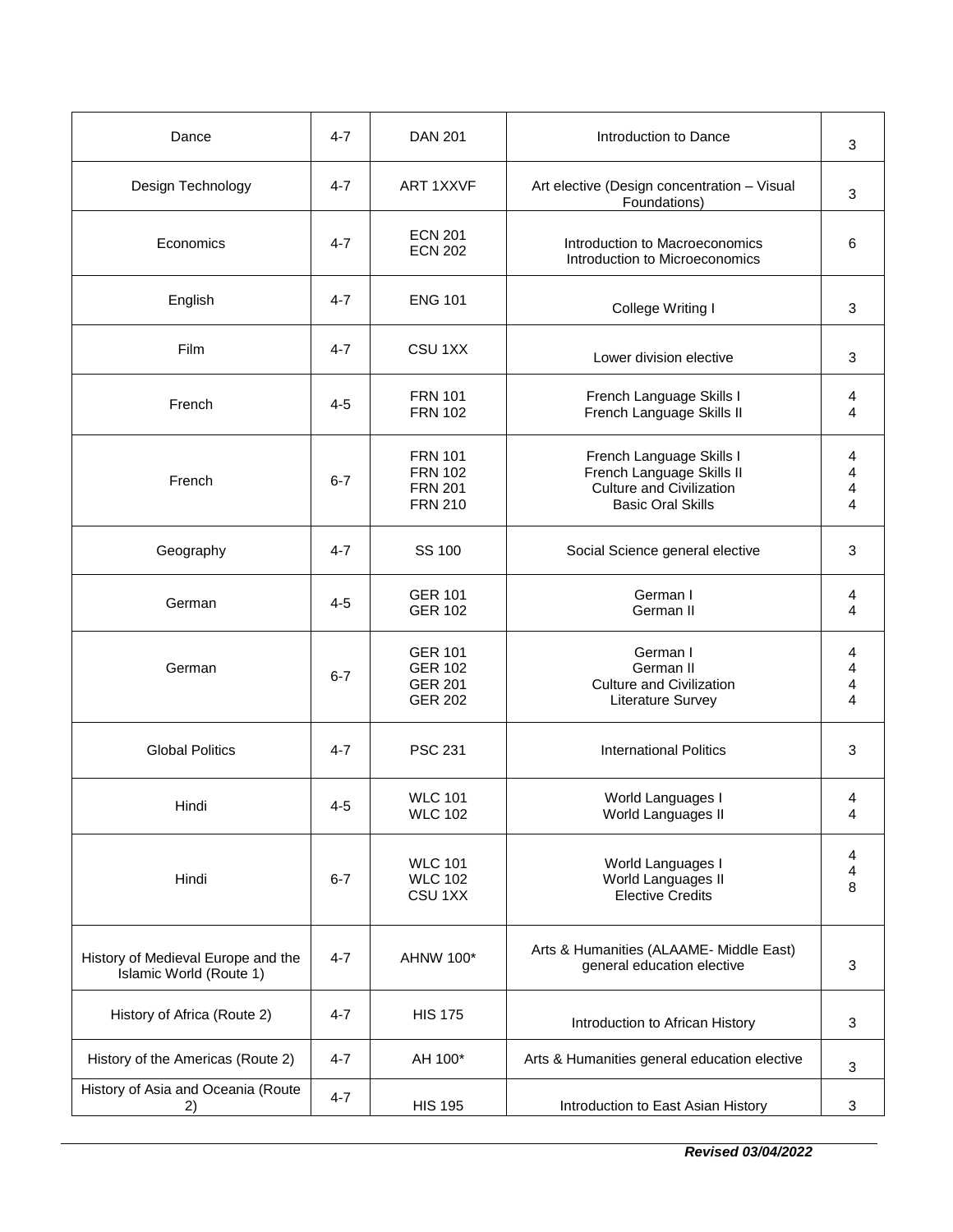| Dance | 4-7 | DAN 201 | Introduction to Dance | 3 |
|---|---|---|---|---|
| Design Technology | 4-7 | ART 1XXVF | Art elective (Design concentration – Visual Foundations) | 3 |
| Economics | 4-7 | ECN 201<br>ECN 202 | Introduction to Macroeconomics<br>Introduction to Microeconomics | 6 |
| English | 4-7 | ENG 101 | College Writing I | 3 |
| Film | 4-7 | CSU 1XX | Lower division elective | 3 |
| French | 4-5 | FRN 101<br>FRN 102 | French Language Skills I<br>French Language Skills II | 4<br>4 |
| French | 6-7 | FRN 101<br>FRN 102<br>FRN 201<br>FRN 210 | French Language Skills I<br>French Language Skills II<br>Culture and Civilization<br>Basic Oral Skills | 4<br>4<br>4<br>4 |
| Geography | 4-7 | SS 100 | Social Science general elective | 3 |
| German | 4-5 | GER 101<br>GER 102 | German I<br>German II | 4<br>4 |
| German | 6-7 | GER 101<br>GER 102<br>GER 201<br>GER 202 | German I<br>German II<br>Culture and Civilization<br>Literature Survey | 4<br>4<br>4<br>4 |
| Global Politics | 4-7 | PSC 231 | International Politics | 3 |
| Hindi | 4-5 | WLC 101<br>WLC 102 | World Languages I<br>World Languages II | 4<br>4 |
| Hindi | 6-7 | WLC 101<br>WLC 102<br>CSU 1XX | World Languages I<br>World Languages II<br>Elective Credits | 4<br>4<br>8 |
| History of Medieval Europe and the Islamic World (Route 1) | 4-7 | AHNW 100* | Arts & Humanities (ALAAME- Middle East) general education elective | 3 |
| History of Africa (Route 2) | 4-7 | HIS 175 | Introduction to African History | 3 |
| History of the Americas (Route 2) | 4-7 | AH 100* | Arts & Humanities general education elective | 3 |
| History of Asia and Oceania (Route 2) | 4-7 | HIS 195 | Introduction to East Asian History | 3 |

***Revised 03/04/2022***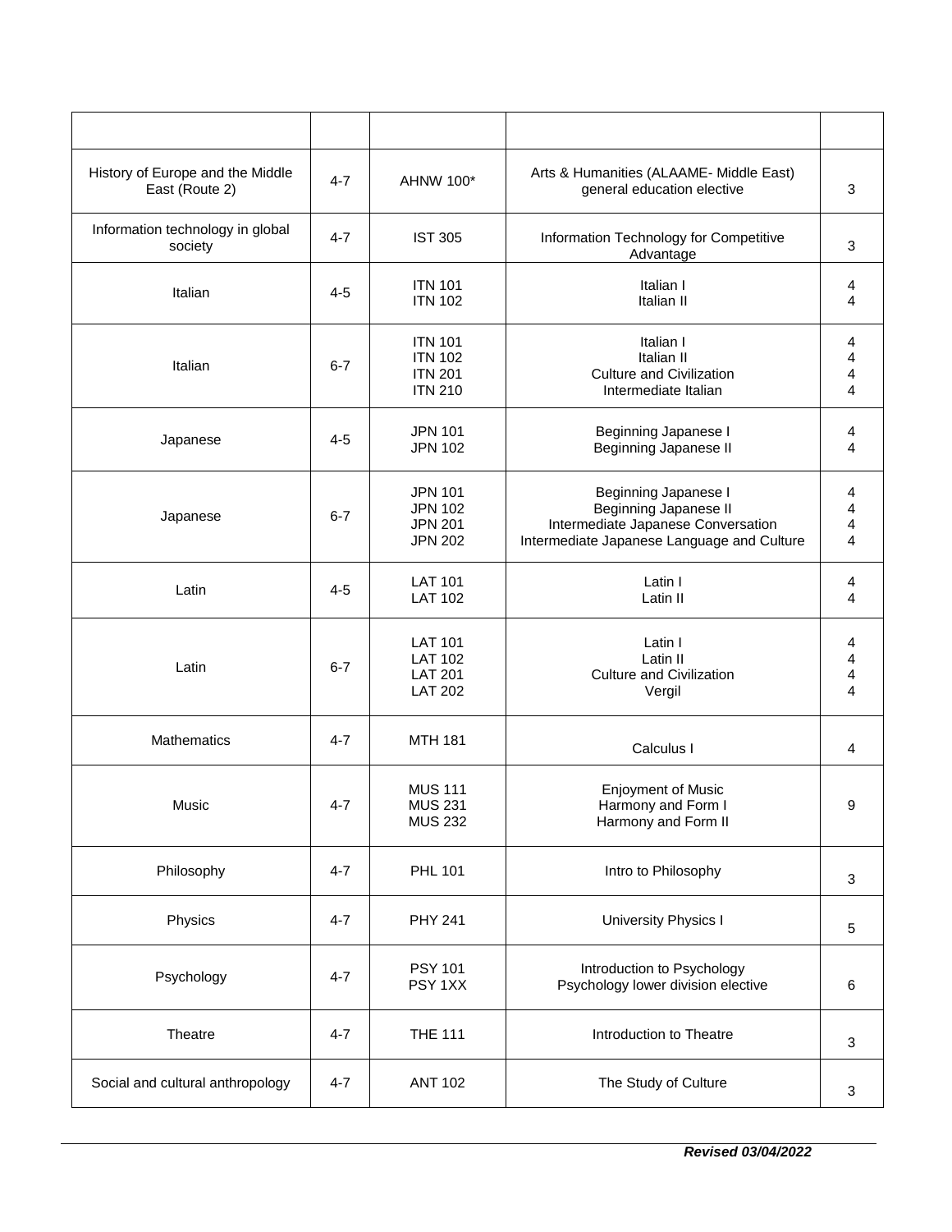| | | | | |
|---|---|---|---|---|
| History of Europe and the Middle East (Route 2) | 4-7 | AHNW 100* | Arts & Humanities (ALAAME- Middle East) general education elective | 3 |
| Information technology in global society | 4-7 | IST 305 | Information Technology for Competitive Advantage | 3 |
| Italian | 4-5 | ITN 101<br>ITN 102 | Italian I<br>Italian II | 4<br>4 |
| Italian | 6-7 | ITN 101<br>ITN 102<br>ITN 201<br>ITN 210 | Italian I<br>Italian II<br>Culture and Civilization<br>Intermediate Italian | 4<br>4<br>4<br>4 |
| Japanese | 4-5 | JPN 101<br>JPN 102 | Beginning Japanese I<br>Beginning Japanese II | 4<br>4 |
| Japanese | 6-7 | JPN 101<br>JPN 102<br>JPN 201<br>JPN 202 | Beginning Japanese I<br>Beginning Japanese II<br>Intermediate Japanese Conversation<br>Intermediate Japanese Language and Culture | 4<br>4<br>4<br>4 |
| Latin | 4-5 | LAT 101<br>LAT 102 | Latin I<br>Latin II | 4<br>4 |
| Latin | 6-7 | LAT 101<br>LAT 102<br>LAT 201<br>LAT 202 | Latin I<br>Latin II<br>Culture and Civilization<br>Vergil | 4<br>4<br>4<br>4 |
| Mathematics | 4-7 | MTH 181 | Calculus I | 4 |
| Music | 4-7 | MUS 111<br>MUS 231<br>MUS 232 | Enjoyment of Music<br>Harmony and Form I<br>Harmony and Form II | 9 |
| Philosophy | 4-7 | PHL 101 | Intro to Philosophy | 3 |
| Physics | 4-7 | PHY 241 | University Physics I | 5 |
| Psychology | 4-7 | PSY 101<br>PSY 1XX | Introduction to Psychology<br>Psychology lower division elective | 6 |
| Theatre | 4-7 | THE 111 | Introduction to Theatre | 3 |
| Social and cultural anthropology | 4-7 | ANT 102 | The Study of Culture | 3 |

***Revised 03/04/2022***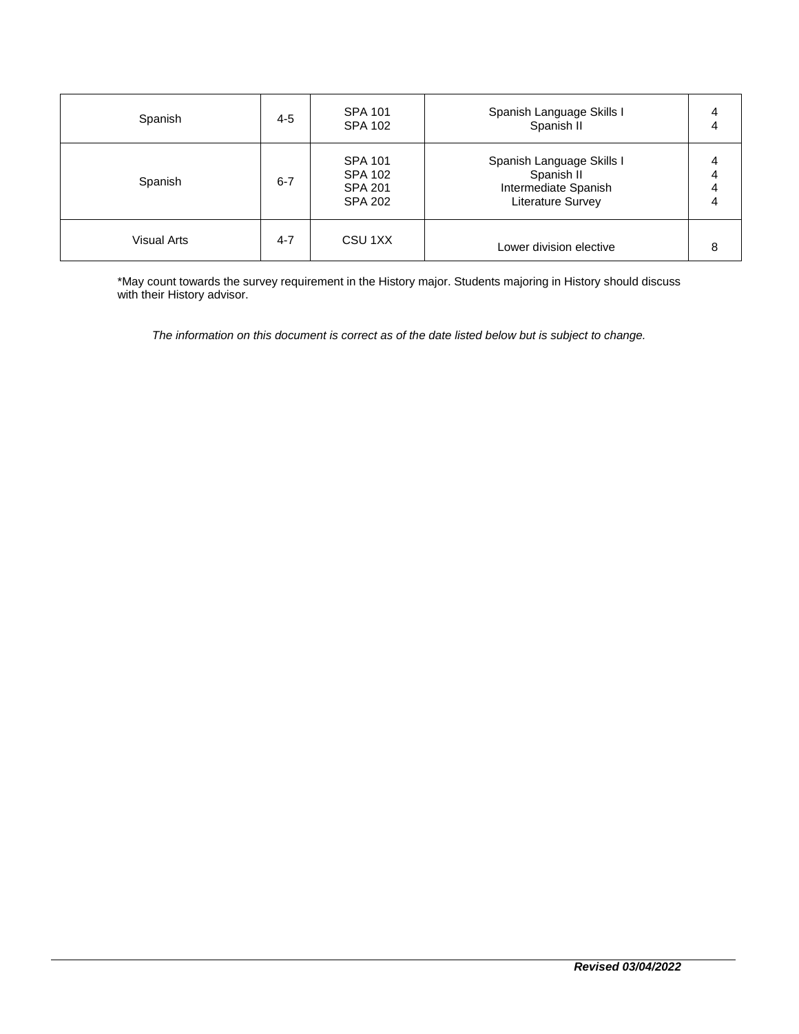| | | | | |
|---|---|---|---|---|
| Spanish | 4-5 | SPA 101<br>SPA 102 | Spanish Language Skills I<br>Spanish II | 4<br>4 |
| Spanish | 6-7 | SPA 101<br>SPA 102<br>SPA 201<br>SPA 202 | Spanish Language Skills I<br>Spanish II<br>Intermediate Spanish<br>Literature Survey | 4<br>4<br>4<br>4 |
| Visual Arts | 4-7 | CSU 1XX | Lower division elective | 8 |

*May count towards the survey requirement in the History major. Students majoring in History should discuss with their History advisor.

*The information on this document is correct as of the date listed below but is subject to change.*

***Revised 03/04/2022***